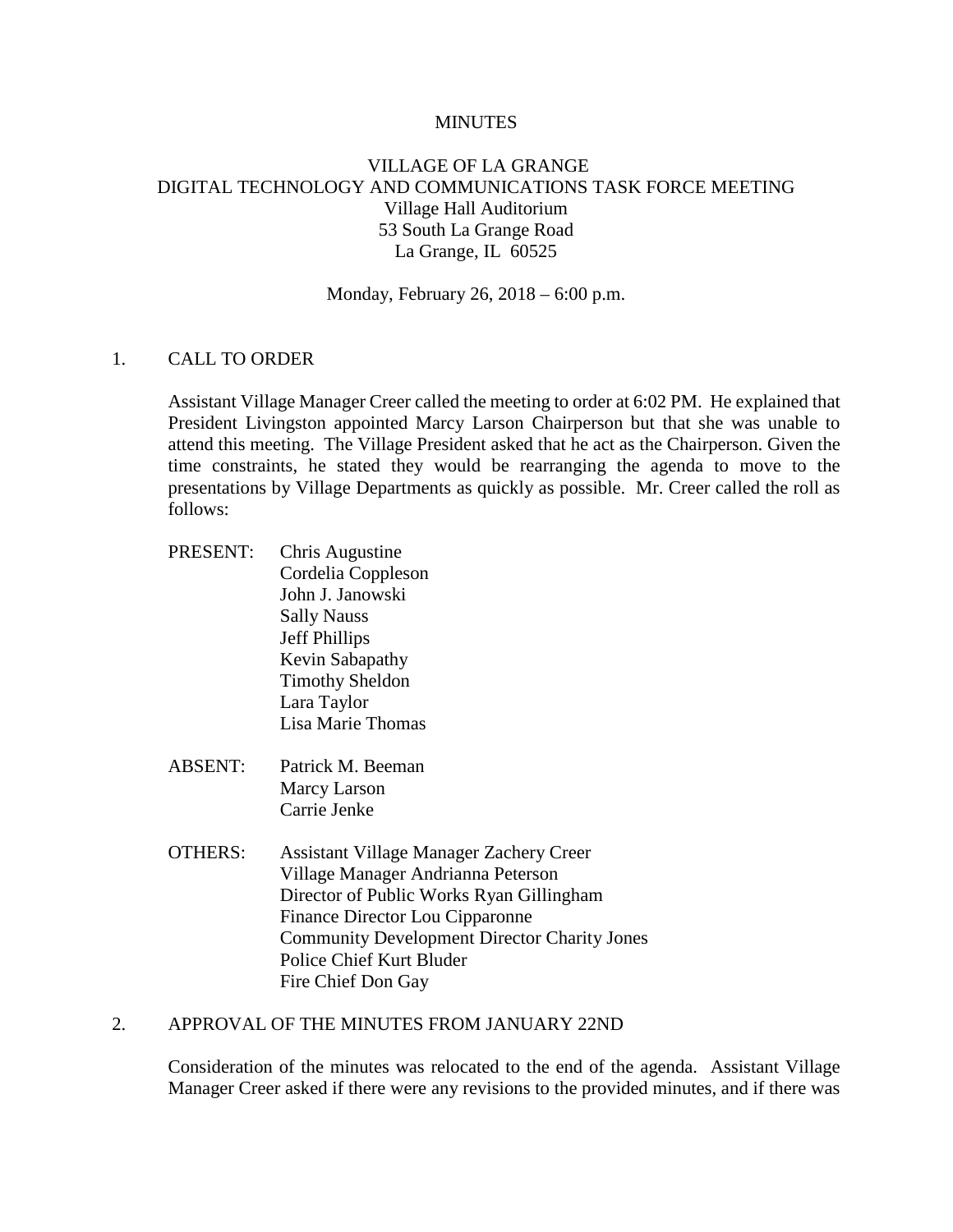MINUTES

VILLAGE OF LA GRANGE
DIGITAL TECHNOLOGY AND COMMUNICATIONS TASK FORCE MEETING
Village Hall Auditorium
53 South La Grange Road
La Grange, IL 60525

Monday, February 26, 2018 – 6:00 p.m.

## 1. CALL TO ORDER

Assistant Village Manager Creer called the meeting to order at 6:02 PM. He explained that President Livingston appointed Marcy Larson Chairperson but that she was unable to attend this meeting. The Village President asked that he act as the Chairperson. Given the time constraints, he stated they would be rearranging the agenda to move to the presentations by Village Departments as quickly as possible. Mr. Creer called the roll as follows:

PRESENT:
- Chris Augustine
- Cordelia Coppleson
- John J. Janowski
- Sally Nauss
- Jeff Phillips
- Kevin Sabapathy
- Timothy Sheldon
- Lara Taylor
- Lisa Marie Thomas

ABSENT:
- Patrick M. Beeman
- Marcy Larson
- Carrie Jenke

OTHERS:
- Assistant Village Manager Zachery Creer
- Village Manager Andrianna Peterson
- Director of Public Works Ryan Gillingham
- Finance Director Lou Cipparonne
- Community Development Director Charity Jones
- Police Chief Kurt Bluder
- Fire Chief Don Gay

## 2. APPROVAL OF THE MINUTES FROM JANUARY 22ND

Consideration of the minutes was relocated to the end of the agenda. Assistant Village Manager Creer asked if there were any revisions to the provided minutes, and if there was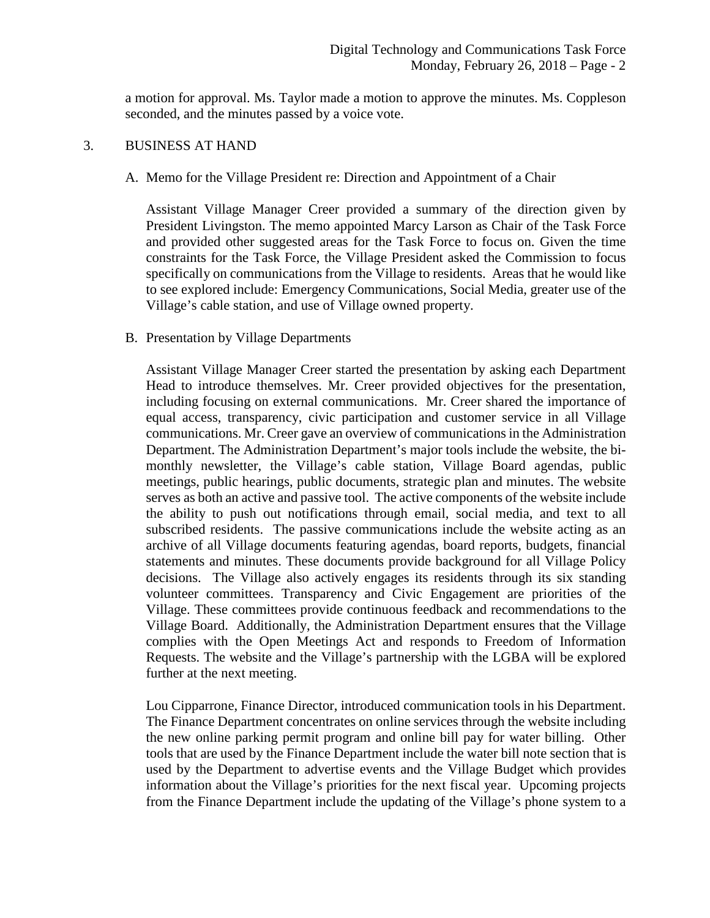a motion for approval. Ms. Taylor made a motion to approve the minutes. Ms. Coppleson seconded, and the minutes passed by a voice vote.

3. BUSINESS AT HAND

A. Memo for the Village President re: Direction and Appointment of a Chair

Assistant Village Manager Creer provided a summary of the direction given by President Livingston. The memo appointed Marcy Larson as Chair of the Task Force and provided other suggested areas for the Task Force to focus on. Given the time constraints for the Task Force, the Village President asked the Commission to focus specifically on communications from the Village to residents. Areas that he would like to see explored include: Emergency Communications, Social Media, greater use of the Village's cable station, and use of Village owned property.

B. Presentation by Village Departments

Assistant Village Manager Creer started the presentation by asking each Department Head to introduce themselves. Mr. Creer provided objectives for the presentation, including focusing on external communications. Mr. Creer shared the importance of equal access, transparency, civic participation and customer service in all Village communications. Mr. Creer gave an overview of communications in the Administration Department. The Administration Department's major tools include the website, the bi-monthly newsletter, the Village's cable station, Village Board agendas, public meetings, public hearings, public documents, strategic plan and minutes. The website serves as both an active and passive tool. The active components of the website include the ability to push out notifications through email, social media, and text to all subscribed residents. The passive communications include the website acting as an archive of all Village documents featuring agendas, board reports, budgets, financial statements and minutes. These documents provide background for all Village Policy decisions. The Village also actively engages its residents through its six standing volunteer committees. Transparency and Civic Engagement are priorities of the Village. These committees provide continuous feedback and recommendations to the Village Board. Additionally, the Administration Department ensures that the Village complies with the Open Meetings Act and responds to Freedom of Information Requests. The website and the Village's partnership with the LGBA will be explored further at the next meeting.

Lou Cipparrone, Finance Director, introduced communication tools in his Department. The Finance Department concentrates on online services through the website including the new online parking permit program and online bill pay for water billing. Other tools that are used by the Finance Department include the water bill note section that is used by the Department to advertise events and the Village Budget which provides information about the Village's priorities for the next fiscal year. Upcoming projects from the Finance Department include the updating of the Village's phone system to a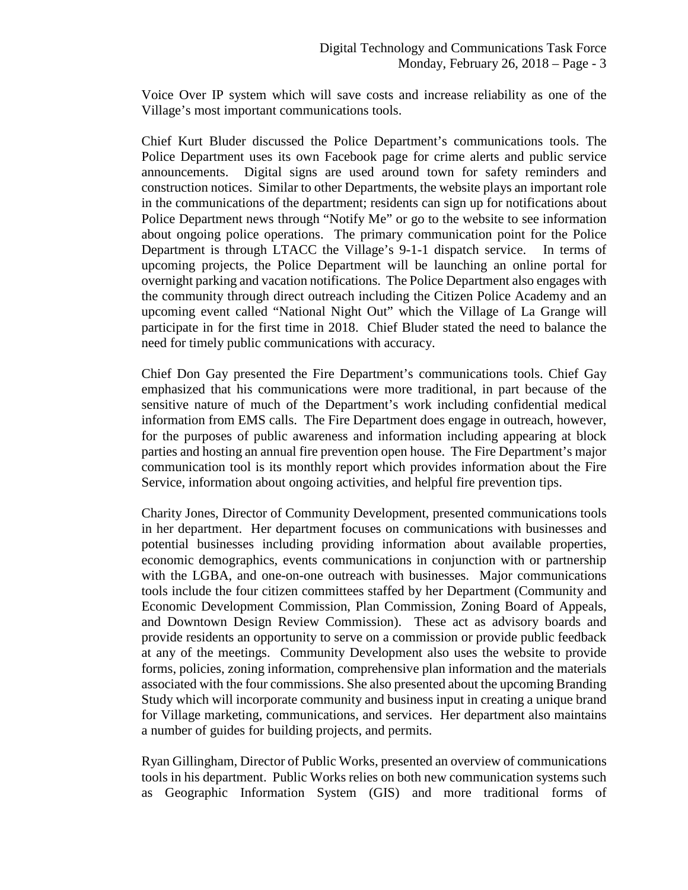Voice Over IP system which will save costs and increase reliability as one of the Village's most important communications tools.

Chief Kurt Bluder discussed the Police Department's communications tools. The Police Department uses its own Facebook page for crime alerts and public service announcements. Digital signs are used around town for safety reminders and construction notices. Similar to other Departments, the website plays an important role in the communications of the department; residents can sign up for notifications about Police Department news through "Notify Me" or go to the website to see information about ongoing police operations. The primary communication point for the Police Department is through LTACC the Village's 9-1-1 dispatch service. In terms of upcoming projects, the Police Department will be launching an online portal for overnight parking and vacation notifications. The Police Department also engages with the community through direct outreach including the Citizen Police Academy and an upcoming event called "National Night Out" which the Village of La Grange will participate in for the first time in 2018. Chief Bluder stated the need to balance the need for timely public communications with accuracy.

Chief Don Gay presented the Fire Department's communications tools. Chief Gay emphasized that his communications were more traditional, in part because of the sensitive nature of much of the Department's work including confidential medical information from EMS calls. The Fire Department does engage in outreach, however, for the purposes of public awareness and information including appearing at block parties and hosting an annual fire prevention open house. The Fire Department's major communication tool is its monthly report which provides information about the Fire Service, information about ongoing activities, and helpful fire prevention tips.

Charity Jones, Director of Community Development, presented communications tools in her department. Her department focuses on communications with businesses and potential businesses including providing information about available properties, economic demographics, events communications in conjunction with or partnership with the LGBA, and one-on-one outreach with businesses. Major communications tools include the four citizen committees staffed by her Department (Community and Economic Development Commission, Plan Commission, Zoning Board of Appeals, and Downtown Design Review Commission). These act as advisory boards and provide residents an opportunity to serve on a commission or provide public feedback at any of the meetings. Community Development also uses the website to provide forms, policies, zoning information, comprehensive plan information and the materials associated with the four commissions. She also presented about the upcoming Branding Study which will incorporate community and business input in creating a unique brand for Village marketing, communications, and services. Her department also maintains a number of guides for building projects, and permits.

Ryan Gillingham, Director of Public Works, presented an overview of communications tools in his department. Public Works relies on both new communication systems such as Geographic Information System (GIS) and more traditional forms of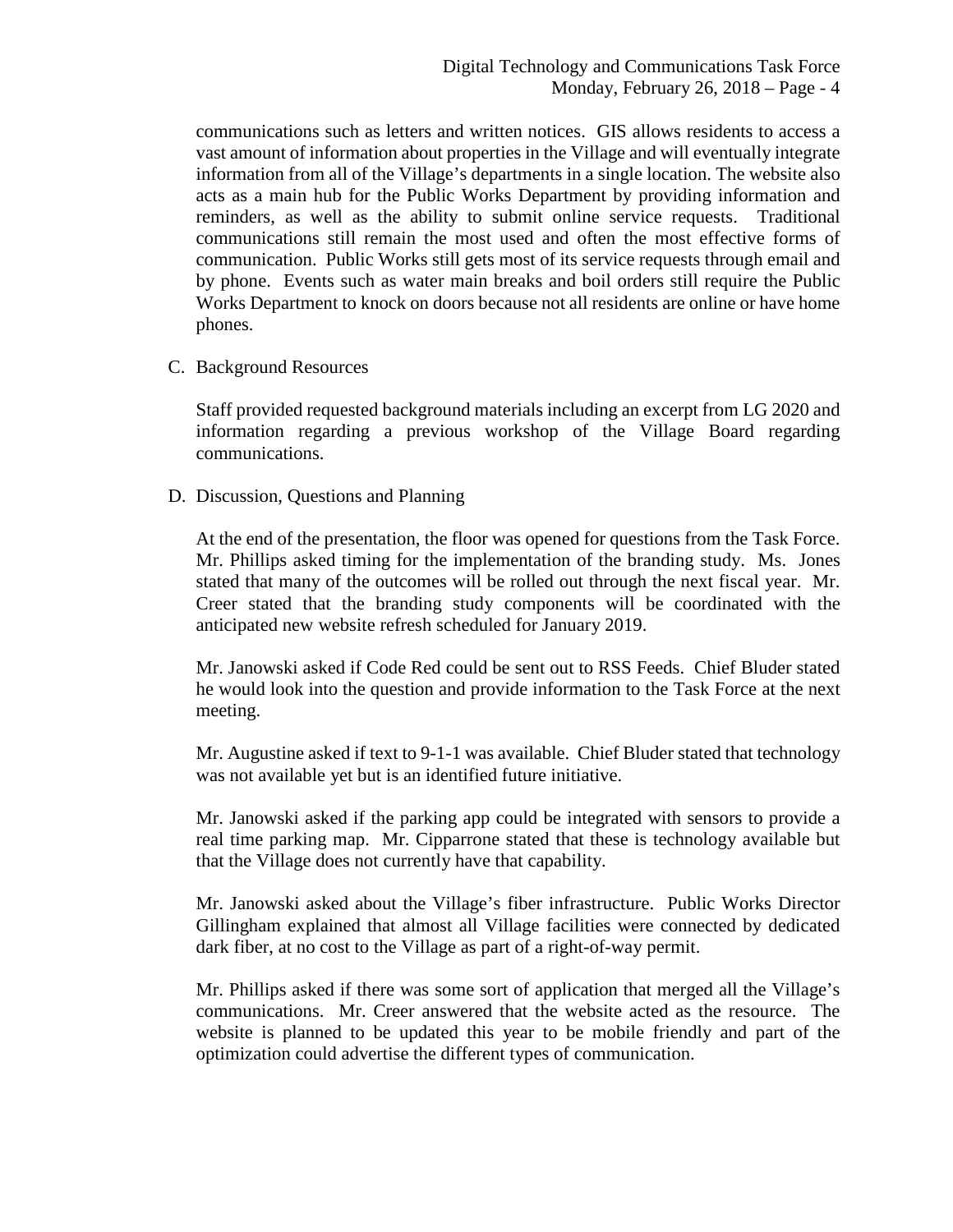communications such as letters and written notices. GIS allows residents to access a vast amount of information about properties in the Village and will eventually integrate information from all of the Village's departments in a single location. The website also acts as a main hub for the Public Works Department by providing information and reminders, as well as the ability to submit online service requests. Traditional communications still remain the most used and often the most effective forms of communication. Public Works still gets most of its service requests through email and by phone. Events such as water main breaks and boil orders still require the Public Works Department to knock on doors because not all residents are online or have home phones.

C. Background Resources

Staff provided requested background materials including an excerpt from LG 2020 and information regarding a previous workshop of the Village Board regarding communications.

D. Discussion, Questions and Planning

At the end of the presentation, the floor was opened for questions from the Task Force. Mr. Phillips asked timing for the implementation of the branding study. Ms. Jones stated that many of the outcomes will be rolled out through the next fiscal year. Mr. Creer stated that the branding study components will be coordinated with the anticipated new website refresh scheduled for January 2019.

Mr. Janowski asked if Code Red could be sent out to RSS Feeds. Chief Bluder stated he would look into the question and provide information to the Task Force at the next meeting.

Mr. Augustine asked if text to 9-1-1 was available. Chief Bluder stated that technology was not available yet but is an identified future initiative.

Mr. Janowski asked if the parking app could be integrated with sensors to provide a real time parking map. Mr. Cipparrone stated that these is technology available but that the Village does not currently have that capability.

Mr. Janowski asked about the Village's fiber infrastructure. Public Works Director Gillingham explained that almost all Village facilities were connected by dedicated dark fiber, at no cost to the Village as part of a right-of-way permit.

Mr. Phillips asked if there was some sort of application that merged all the Village's communications. Mr. Creer answered that the website acted as the resource. The website is planned to be updated this year to be mobile friendly and part of the optimization could advertise the different types of communication.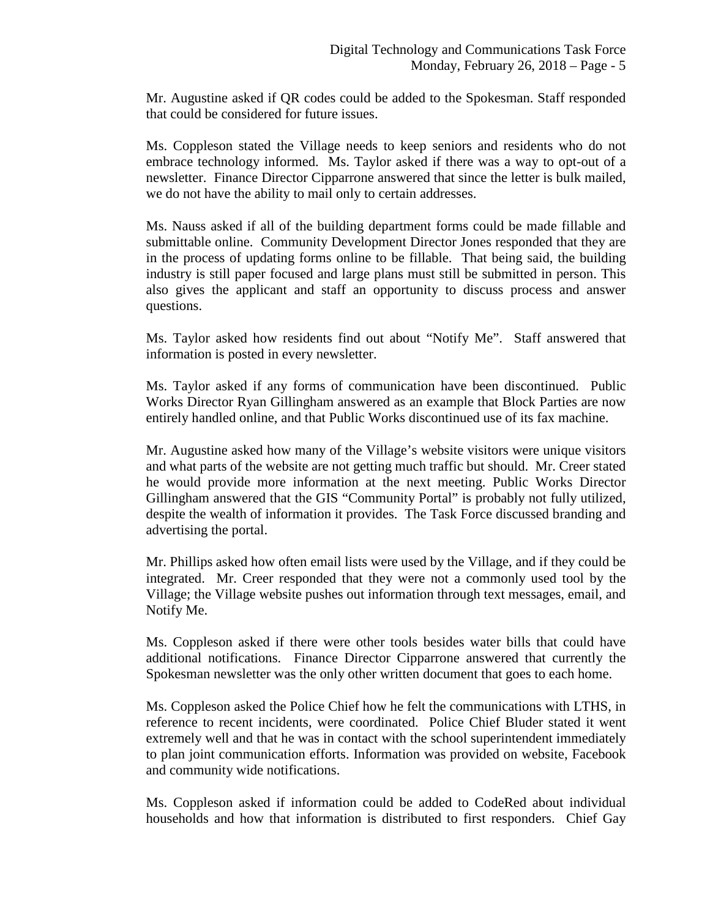Mr. Augustine asked if QR codes could be added to the Spokesman. Staff responded that could be considered for future issues.

Ms. Coppleson stated the Village needs to keep seniors and residents who do not embrace technology informed. Ms. Taylor asked if there was a way to opt-out of a newsletter. Finance Director Cipparrone answered that since the letter is bulk mailed, we do not have the ability to mail only to certain addresses.

Ms. Nauss asked if all of the building department forms could be made fillable and submittable online. Community Development Director Jones responded that they are in the process of updating forms online to be fillable. That being said, the building industry is still paper focused and large plans must still be submitted in person. This also gives the applicant and staff an opportunity to discuss process and answer questions.

Ms. Taylor asked how residents find out about "Notify Me". Staff answered that information is posted in every newsletter.

Ms. Taylor asked if any forms of communication have been discontinued. Public Works Director Ryan Gillingham answered as an example that Block Parties are now entirely handled online, and that Public Works discontinued use of its fax machine.

Mr. Augustine asked how many of the Village's website visitors were unique visitors and what parts of the website are not getting much traffic but should. Mr. Creer stated he would provide more information at the next meeting. Public Works Director Gillingham answered that the GIS "Community Portal" is probably not fully utilized, despite the wealth of information it provides. The Task Force discussed branding and advertising the portal.

Mr. Phillips asked how often email lists were used by the Village, and if they could be integrated. Mr. Creer responded that they were not a commonly used tool by the Village; the Village website pushes out information through text messages, email, and Notify Me.

Ms. Coppleson asked if there were other tools besides water bills that could have additional notifications. Finance Director Cipparrone answered that currently the Spokesman newsletter was the only other written document that goes to each home.

Ms. Coppleson asked the Police Chief how he felt the communications with LTHS, in reference to recent incidents, were coordinated. Police Chief Bluder stated it went extremely well and that he was in contact with the school superintendent immediately to plan joint communication efforts. Information was provided on website, Facebook and community wide notifications.

Ms. Coppleson asked if information could be added to CodeRed about individual households and how that information is distributed to first responders. Chief Gay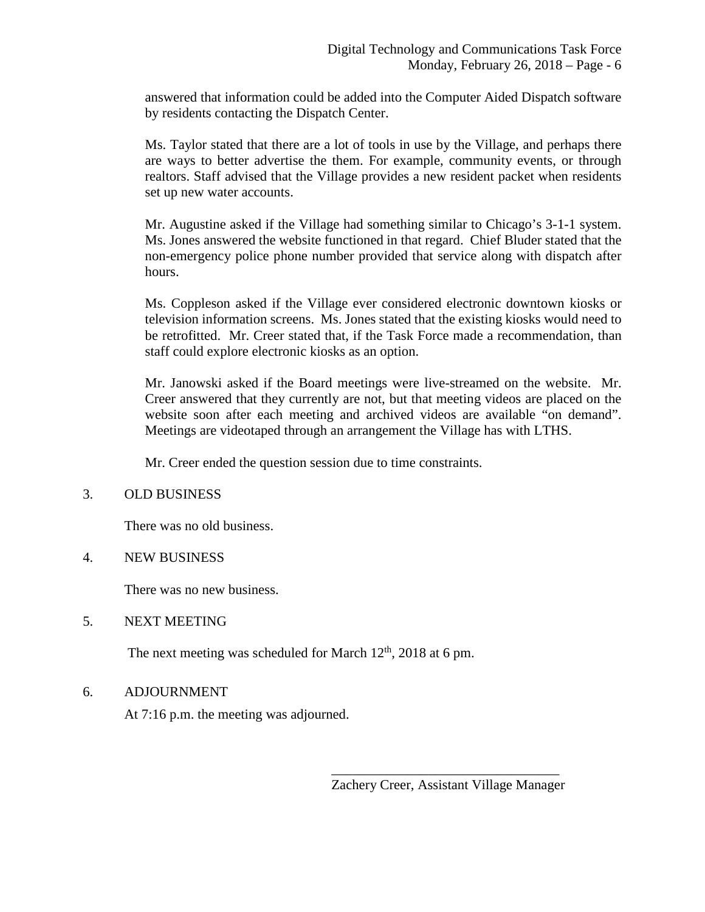answered that information could be added into the Computer Aided Dispatch software by residents contacting the Dispatch Center.

Ms. Taylor stated that there are a lot of tools in use by the Village, and perhaps there are ways to better advertise the them. For example, community events, or through realtors. Staff advised that the Village provides a new resident packet when residents set up new water accounts.

Mr. Augustine asked if the Village had something similar to Chicago's 3-1-1 system. Ms. Jones answered the website functioned in that regard. Chief Bluder stated that the non-emergency police phone number provided that service along with dispatch after hours.

Ms. Coppleson asked if the Village ever considered electronic downtown kiosks or television information screens. Ms. Jones stated that the existing kiosks would need to be retrofitted. Mr. Creer stated that, if the Task Force made a recommendation, than staff could explore electronic kiosks as an option.

Mr. Janowski asked if the Board meetings were live-streamed on the website. Mr. Creer answered that they currently are not, but that meeting videos are placed on the website soon after each meeting and archived videos are available "on demand". Meetings are videotaped through an arrangement the Village has with LTHS.

Mr. Creer ended the question session due to time constraints.

3. OLD BUSINESS

There was no old business.

4. NEW BUSINESS

There was no new business.

5. NEXT MEETING

The next meeting was scheduled for March 12th, 2018 at 6 pm.

6. ADJOURNMENT

At 7:16 p.m. the meeting was adjourned.

\_\_\_\_\_\_\_\_\_\_\_\_\_\_\_\_\_\_\_\_\_\_\_\_\_\_\_\_\_\_\_\_

Zachery Creer, Assistant Village Manager